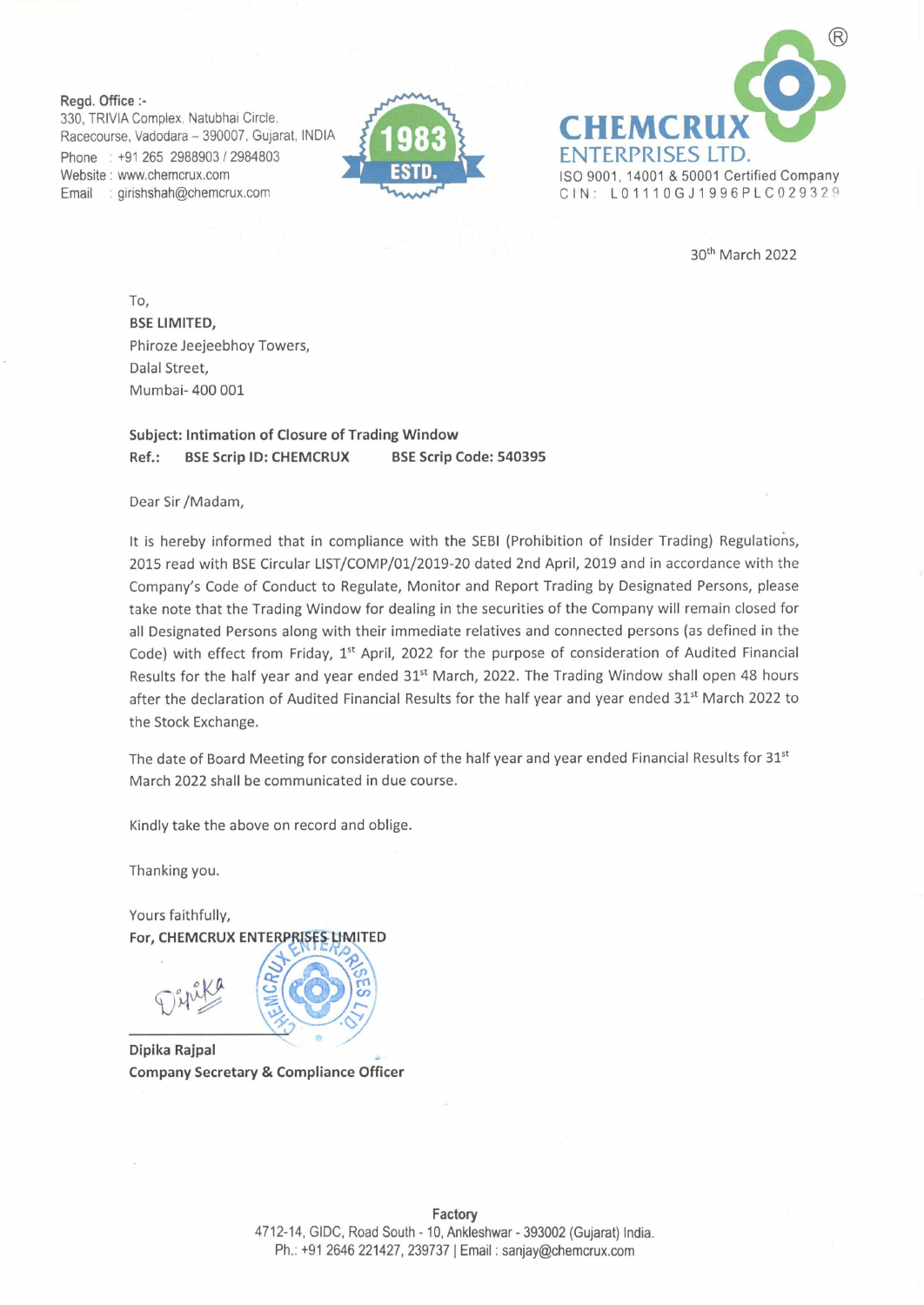Regd. Office :-
330, TRIVIA Complex, Natubhai Circle,
Racecourse, Vadodara – 390007, Gujarat, INDIA
Phone : +91 265 2988903 / 2984803
Website : www.chemcrux.com
Email : girishshah@chemcrux.com

1983 ESTD.

**CHEMCRUX ENTERPRISES LTD.**
ISO 9001, 14001 & 50001 Certified Company
CIN: L01110GJ1996PLC029329

30th March 2022

To,
**BSE LIMITED,**
Phiroze Jeejeebhoy Towers,
Dalal Street,
Mumbai- 400 001

**Subject: Intimation of Closure of Trading Window**
**Ref.: BSE Scrip ID: CHEMCRUX BSE Scrip Code: 540395**

Dear Sir /Madam,

It is hereby informed that in compliance with the SEBI (Prohibition of Insider Trading) Regulations, 2015 read with BSE Circular LIST/COMP/01/2019-20 dated 2nd April, 2019 and in accordance with the Company's Code of Conduct to Regulate, Monitor and Report Trading by Designated Persons, please take note that the Trading Window for dealing in the securities of the Company will remain closed for all Designated Persons along with their immediate relatives and connected persons (as defined in the Code) with effect from Friday, 1st April, 2022 for the purpose of consideration of Audited Financial Results for the half year and year ended 31st March, 2022. The Trading Window shall open 48 hours after the declaration of Audited Financial Results for the half year and year ended 31st March 2022 to the Stock Exchange.

The date of Board Meeting for consideration of the half year and year ended Financial Results for 31st March 2022 shall be communicated in due course.

Kindly take the above on record and oblige.

Thanking you.

Yours faithfully,
**For, CHEMCRUX ENTERPRISES LIMITED**

**Dipika Rajpal**
**Company Secretary & Compliance Officer**

**Factory**
4712-14, GIDC, Road South - 10, Ankleshwar - 393002 (Gujarat) India.
Ph.: +91 2646 221427, 239737 | Email : sanjay@chemcrux.com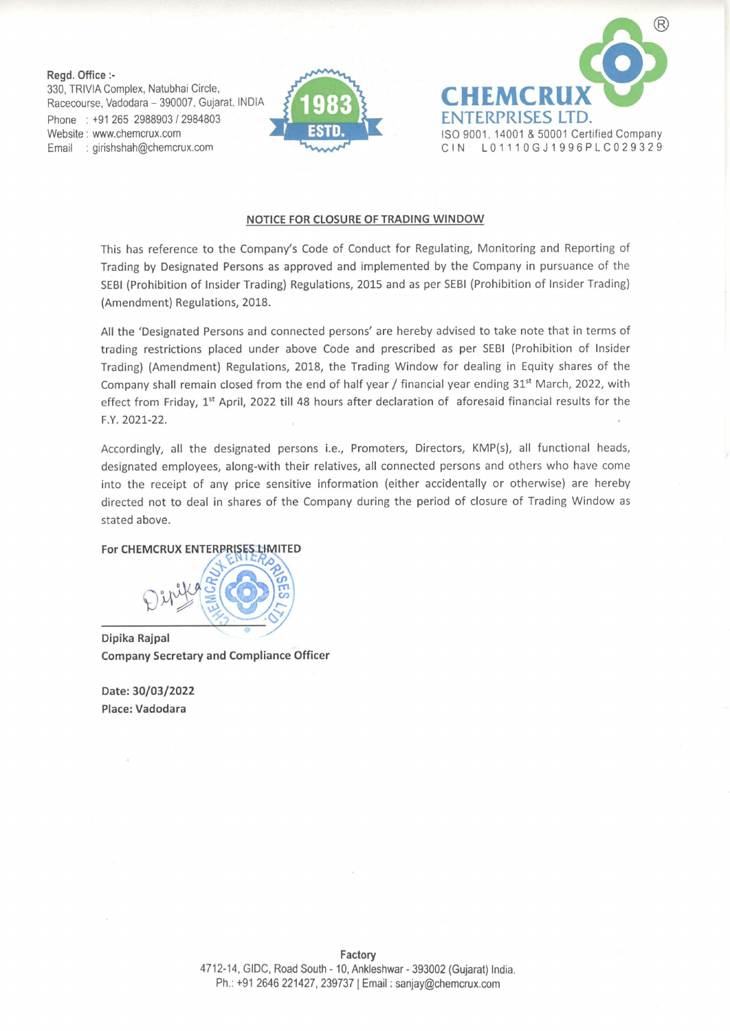Regd. Office :-
330, TRIVIA Complex, Natubhai Circle,
Racecourse, Vadodara – 390007, Gujarat, INDIA
Phone : +91 265 2988903 / 2984803
Website : www.chemcrux.com
Email : girishshah@chemcrux.com

1983 ESTD.

**CHEMCRUX ENTERPRISES LTD.**
ISO 9001, 14001 & 50001 Certified Company
CIN L01110GJ1996PLC029329

## NOTICE FOR CLOSURE OF TRADING WINDOW

This has reference to the Company's Code of Conduct for Regulating, Monitoring and Reporting of Trading by Designated Persons as approved and implemented by the Company in pursuance of the SEBI (Prohibition of Insider Trading) Regulations, 2015 and as per SEBI (Prohibition of Insider Trading) (Amendment) Regulations, 2018.

All the 'Designated Persons and connected persons' are hereby advised to take note that in terms of trading restrictions placed under above Code and prescribed as per SEBI (Prohibition of Insider Trading) (Amendment) Regulations, 2018, the Trading Window for dealing in Equity shares of the Company shall remain closed from the end of half year / financial year ending 31st March, 2022, with effect from Friday, 1st April, 2022 till 48 hours after declaration of aforesaid financial results for the F.Y. 2021-22.

Accordingly, all the designated persons i.e., Promoters, Directors, KMP(s), all functional heads, designated employees, along-with their relatives, all connected persons and others who have come into the receipt of any price sensitive information (either accidentally or otherwise) are hereby directed not to deal in shares of the Company during the period of closure of Trading Window as stated above.

**For CHEMCRUX ENTERPRISES LIMITED**

**Dipika Rajpal**
**Company Secretary and Compliance Officer**

**Date: 30/03/2022**
**Place: Vadodara**

**Factory**
4712-14, GIDC, Road South - 10, Ankleshwar - 393002 (Gujarat) India.
Ph.: +91 2646 221427, 239737 | Email : sanjay@chemcrux.com